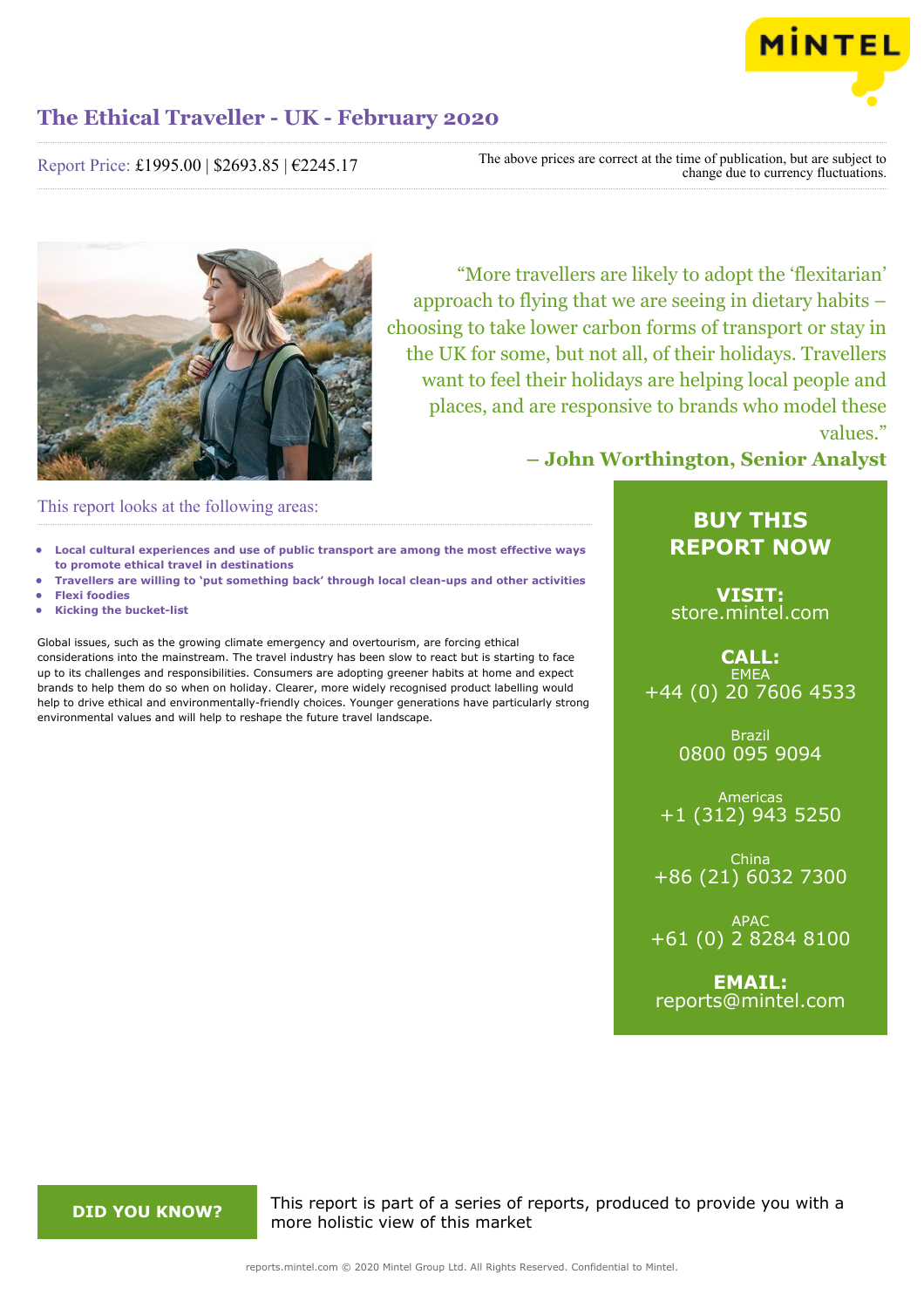# The Ethical Traveller - UK - February 2020

Report Price: £1995.00 | $2693.85 | €2245.17

The above prices are correct at the time of publication, but are subject to change due to currency fluctuations.

> "More travellers are likely to adopt the 'flexitarian' approach to flying that we are seeing in dietary habits – choosing to take lower carbon forms of transport or stay in the UK for some, but not all, of their holidays. Travellers want to feel their holidays are helping local people and places, and are responsive to brands who model these values."
>
> **– John Worthington, Senior Analyst**

## This report looks at the following areas:

- **Local cultural experiences and use of public transport are among the most effective ways to promote ethical travel in destinations**
- **Travellers are willing to 'put something back' through local clean-ups and other activities**
- **Flexi foodies**
- **Kicking the bucket-list**

Global issues, such as the growing climate emergency and overtourism, are forcing ethical considerations into the mainstream. The travel industry has been slow to react but is starting to face up to its challenges and responsibilities. Consumers are adopting greener habits at home and expect brands to help them do so when on holiday. Clearer, more widely recognised product labelling would help to drive ethical and environmentally-friendly choices. Younger generations have particularly strong environmental values and will help to reshape the future travel landscape.

## BUY THIS REPORT NOW

**VISIT:**
store.mintel.com

**CALL:**

EMEA
+44 (0) 20 7606 4533

Brazil
0800 095 9094

Americas
+1 (312) 943 5250

China
+86 (21) 6032 7300

APAC
+61 (0) 2 8284 8100

**EMAIL:**
reports@mintel.com

**DID YOU KNOW?**

This report is part of a series of reports, produced to provide you with a more holistic view of this market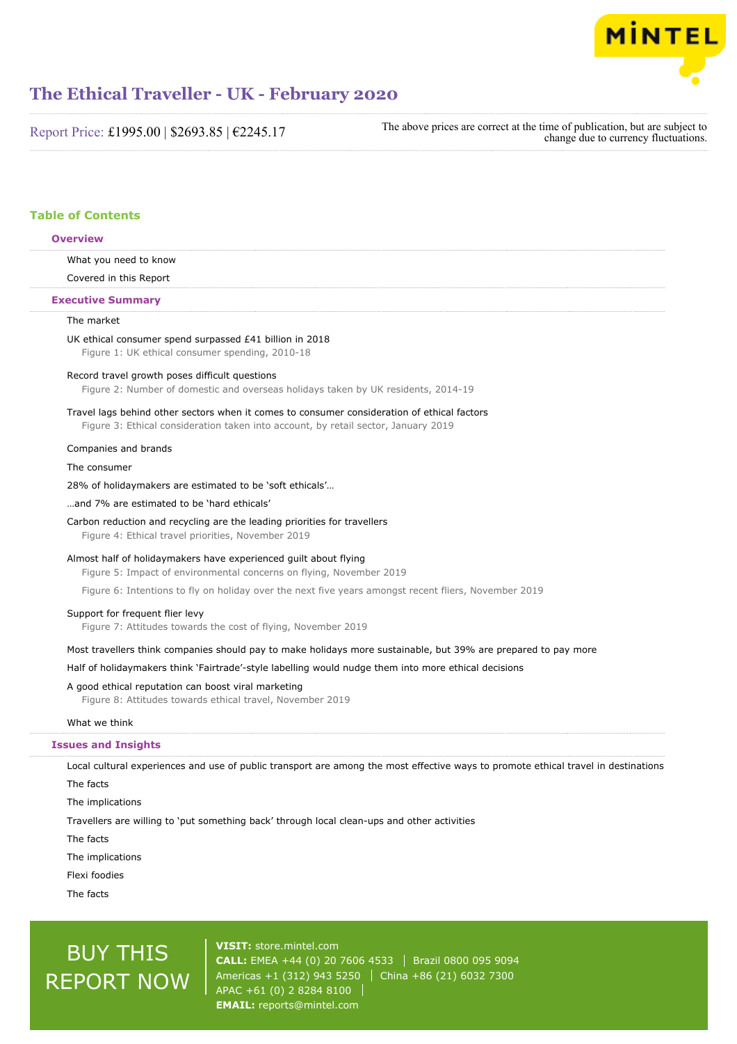# The Ethical Traveller - UK - February 2020

Report Price: £1995.00 | $2693.85 | €2245.17

The above prices are correct at the time of publication, but are subject to change due to currency fluctuations.

## Table of Contents

### Overview

What you need to know

Covered in this Report

### Executive Summary

The market

UK ethical consumer spend surpassed £41 billion in 2018

Figure 1: UK ethical consumer spending, 2010-18

Record travel growth poses difficult questions

Figure 2: Number of domestic and overseas holidays taken by UK residents, 2014-19

Travel lags behind other sectors when it comes to consumer consideration of ethical factors

Figure 3: Ethical consideration taken into account, by retail sector, January 2019

Companies and brands

The consumer

28% of holidaymakers are estimated to be 'soft ethicals'…

…and 7% are estimated to be 'hard ethicals'

Carbon reduction and recycling are the leading priorities for travellers

Figure 4: Ethical travel priorities, November 2019

Almost half of holidaymakers have experienced guilt about flying

Figure 5: Impact of environmental concerns on flying, November 2019

Figure 6: Intentions to fly on holiday over the next five years amongst recent fliers, November 2019

Support for frequent flier levy

Figure 7: Attitudes towards the cost of flying, November 2019

Most travellers think companies should pay to make holidays more sustainable, but 39% are prepared to pay more

Half of holidaymakers think 'Fairtrade'-style labelling would nudge them into more ethical decisions

A good ethical reputation can boost viral marketing

Figure 8: Attitudes towards ethical travel, November 2019

What we think

### Issues and Insights

Local cultural experiences and use of public transport are among the most effective ways to promote ethical travel in destinations

The facts

The implications

Travellers are willing to 'put something back' through local clean-ups and other activities

The facts

The implications

Flexi foodies

The facts

BUY THIS REPORT NOW

**VISIT:** store.mintel.com
**CALL:** EMEA +44 (0) 20 7606 4533 | Brazil 0800 095 9094
Americas +1 (312) 943 5250 | China +86 (21) 6032 7300
APAC +61 (0) 2 8284 8100
**EMAIL:** reports@mintel.com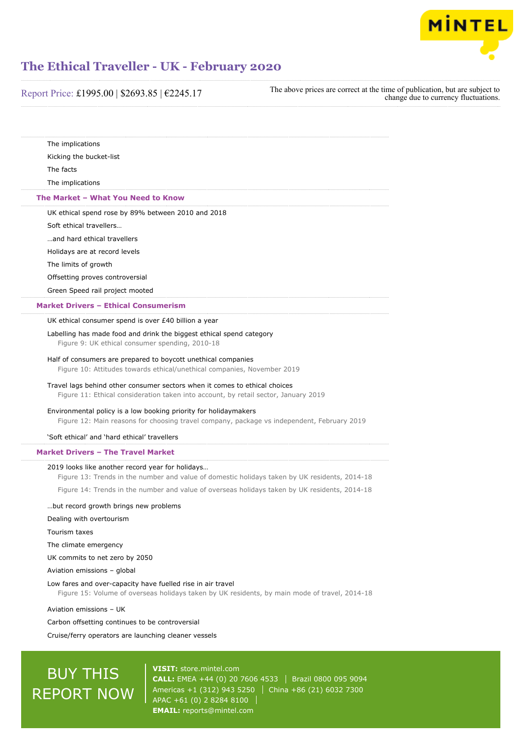The implications

Kicking the bucket-list

The facts

The implications

### The Market – What You Need to Know

UK ethical spend rose by 89% between 2010 and 2018

Soft ethical travellers…

…and hard ethical travellers

Holidays are at record levels

The limits of growth

Offsetting proves controversial

Green Speed rail project mooted

### Market Drivers – Ethical Consumerism

UK ethical consumer spend is over £40 billion a year

Labelling has made food and drink the biggest ethical spend category

Figure 9: UK ethical consumer spending, 2010-18

Half of consumers are prepared to boycott unethical companies

Figure 10: Attitudes towards ethical/unethical companies, November 2019

Travel lags behind other consumer sectors when it comes to ethical choices

Figure 11: Ethical consideration taken into account, by retail sector, January 2019

Environmental policy is a low booking priority for holidaymakers

Figure 12: Main reasons for choosing travel company, package vs independent, February 2019

'Soft ethical' and 'hard ethical' travellers

### Market Drivers – The Travel Market

2019 looks like another record year for holidays…

Figure 13: Trends in the number and value of domestic holidays taken by UK residents, 2014-18

Figure 14: Trends in the number and value of overseas holidays taken by UK residents, 2014-18

…but record growth brings new problems

Dealing with overtourism

Tourism taxes

The climate emergency

UK commits to net zero by 2050

Aviation emissions – global

Low fares and over-capacity have fuelled rise in air travel

Figure 15: Volume of overseas holidays taken by UK residents, by main mode of travel, 2014-18

Aviation emissions – UK

Carbon offsetting continues to be controversial

Cruise/ferry operators are launching cleaner vessels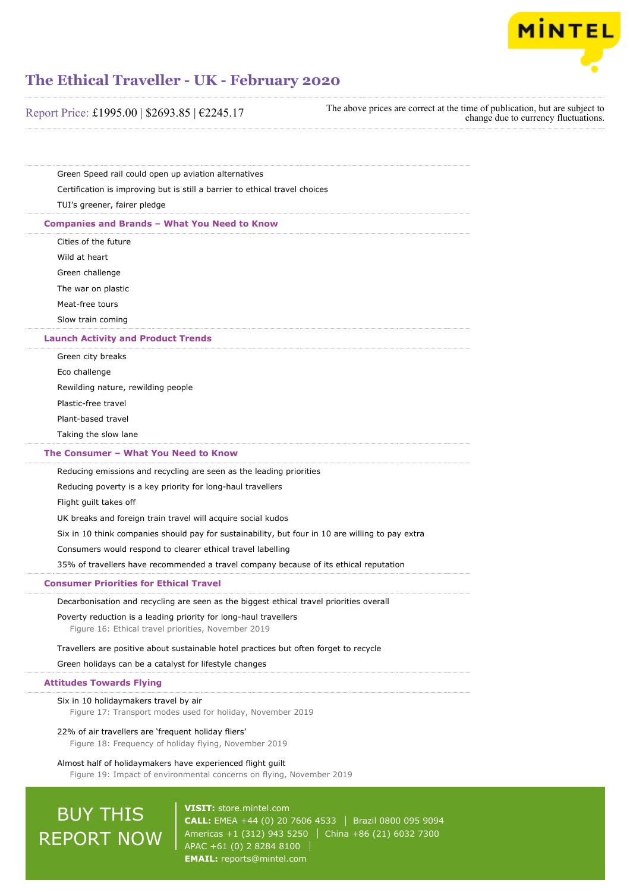Green Speed rail could open up aviation alternatives

Certification is improving but is still a barrier to ethical travel choices

TUI's greener, fairer pledge

## Companies and Brands – What You Need to Know

Cities of the future

Wild at heart

Green challenge

The war on plastic

Meat-free tours

Slow train coming

## Launch Activity and Product Trends

Green city breaks

Eco challenge

Rewilding nature, rewilding people

Plastic-free travel

Plant-based travel

Taking the slow lane

## The Consumer – What You Need to Know

Reducing emissions and recycling are seen as the leading priorities

Reducing poverty is a key priority for long-haul travellers

Flight guilt takes off

UK breaks and foreign train travel will acquire social kudos

Six in 10 think companies should pay for sustainability, but four in 10 are willing to pay extra

Consumers would respond to clearer ethical travel labelling

35% of travellers have recommended a travel company because of its ethical reputation

## Consumer Priorities for Ethical Travel

Decarbonisation and recycling are seen as the biggest ethical travel priorities overall

Poverty reduction is a leading priority for long-haul travellers

Figure 16: Ethical travel priorities, November 2019

Travellers are positive about sustainable hotel practices but often forget to recycle

Green holidays can be a catalyst for lifestyle changes

## Attitudes Towards Flying

Six in 10 holidaymakers travel by air

Figure 17: Transport modes used for holiday, November 2019

22% of air travellers are 'frequent holiday fliers'

Figure 18: Frequency of holiday flying, November 2019

Almost half of holidaymakers have experienced flight guilt

Figure 19: Impact of environmental concerns on flying, November 2019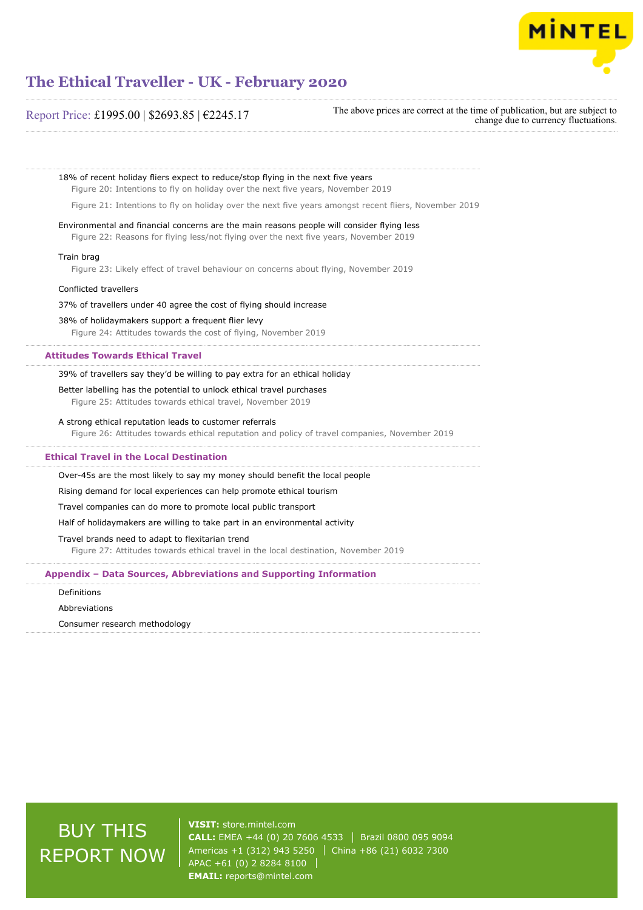18% of recent holiday fliers expect to reduce/stop flying in the next five years

Figure 20: Intentions to fly on holiday over the next five years, November 2019

Figure 21: Intentions to fly on holiday over the next five years amongst recent fliers, November 2019

Environmental and financial concerns are the main reasons people will consider flying less

Figure 22: Reasons for flying less/not flying over the next five years, November 2019

Train brag

Figure 23: Likely effect of travel behaviour on concerns about flying, November 2019

Conflicted travellers

37% of travellers under 40 agree the cost of flying should increase

38% of holidaymakers support a frequent flier levy

Figure 24: Attitudes towards the cost of flying, November 2019

## Attitudes Towards Ethical Travel

39% of travellers say they'd be willing to pay extra for an ethical holiday

Better labelling has the potential to unlock ethical travel purchases

Figure 25: Attitudes towards ethical travel, November 2019

A strong ethical reputation leads to customer referrals

Figure 26: Attitudes towards ethical reputation and policy of travel companies, November 2019

## Ethical Travel in the Local Destination

Over-45s are the most likely to say my money should benefit the local people

Rising demand for local experiences can help promote ethical tourism

Travel companies can do more to promote local public transport

Half of holidaymakers are willing to take part in an environmental activity

Travel brands need to adapt to flexitarian trend

Figure 27: Attitudes towards ethical travel in the local destination, November 2019

## Appendix – Data Sources, Abbreviations and Supporting Information

Definitions

Abbreviations

Consumer research methodology